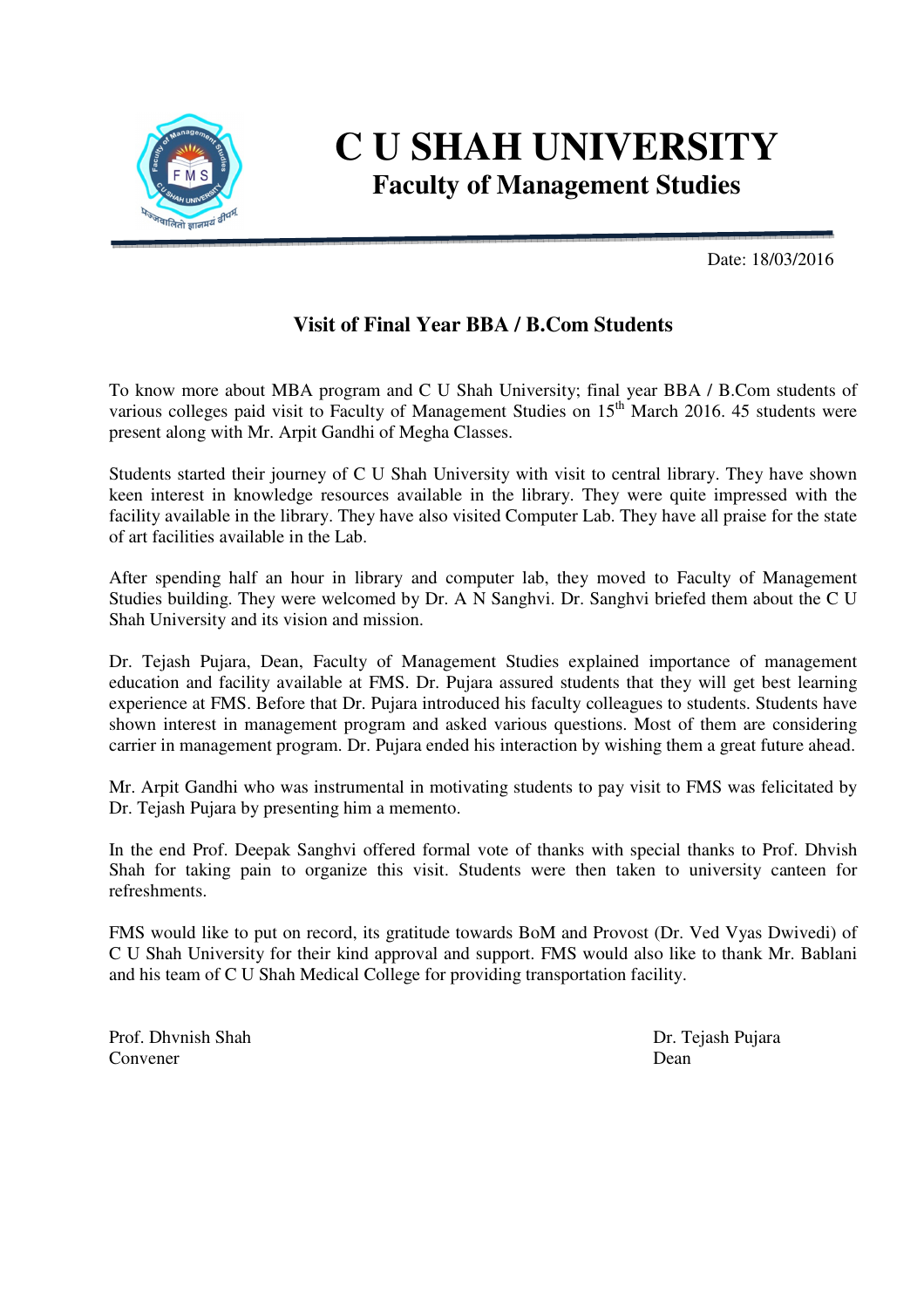# C U SHAH UNIVERSITY

## Faculty of Management Studies

Date: 18/03/2016

### Visit of Final Year BBA / B.Com Students

To know more about MBA program and C U Shah University; final year BBA / B.Com students of various colleges paid visit to Faculty of Management Studies on 15th March 2016. 45 students were present along with Mr. Arpit Gandhi of Megha Classes.

Students started their journey of C U Shah University with visit to central library. They have shown keen interest in knowledge resources available in the library. They were quite impressed with the facility available in the library. They have also visited Computer Lab. They have all praise for the state of art facilities available in the Lab.

After spending half an hour in library and computer lab, they moved to Faculty of Management Studies building. They were welcomed by Dr. A N Sanghvi. Dr. Sanghvi briefed them about the C U Shah University and its vision and mission.

Dr. Tejash Pujara, Dean, Faculty of Management Studies explained importance of management education and facility available at FMS. Dr. Pujara assured students that they will get best learning experience at FMS. Before that Dr. Pujara introduced his faculty colleagues to students. Students have shown interest in management program and asked various questions. Most of them are considering carrier in management program. Dr. Pujara ended his interaction by wishing them a great future ahead.

Mr. Arpit Gandhi who was instrumental in motivating students to pay visit to FMS was felicitated by Dr. Tejash Pujara by presenting him a memento.

In the end Prof. Deepak Sanghvi offered formal vote of thanks with special thanks to Prof. Dhvish Shah for taking pain to organize this visit. Students were then taken to university canteen for refreshments.

FMS would like to put on record, its gratitude towards BoM and Provost (Dr. Ved Vyas Dwivedi) of C U Shah University for their kind approval and support. FMS would also like to thank Mr. Bablani and his team of C U Shah Medical College for providing transportation facility.

Prof. Dhvnish Shah
Convener

Dr. Tejash Pujara
Dean